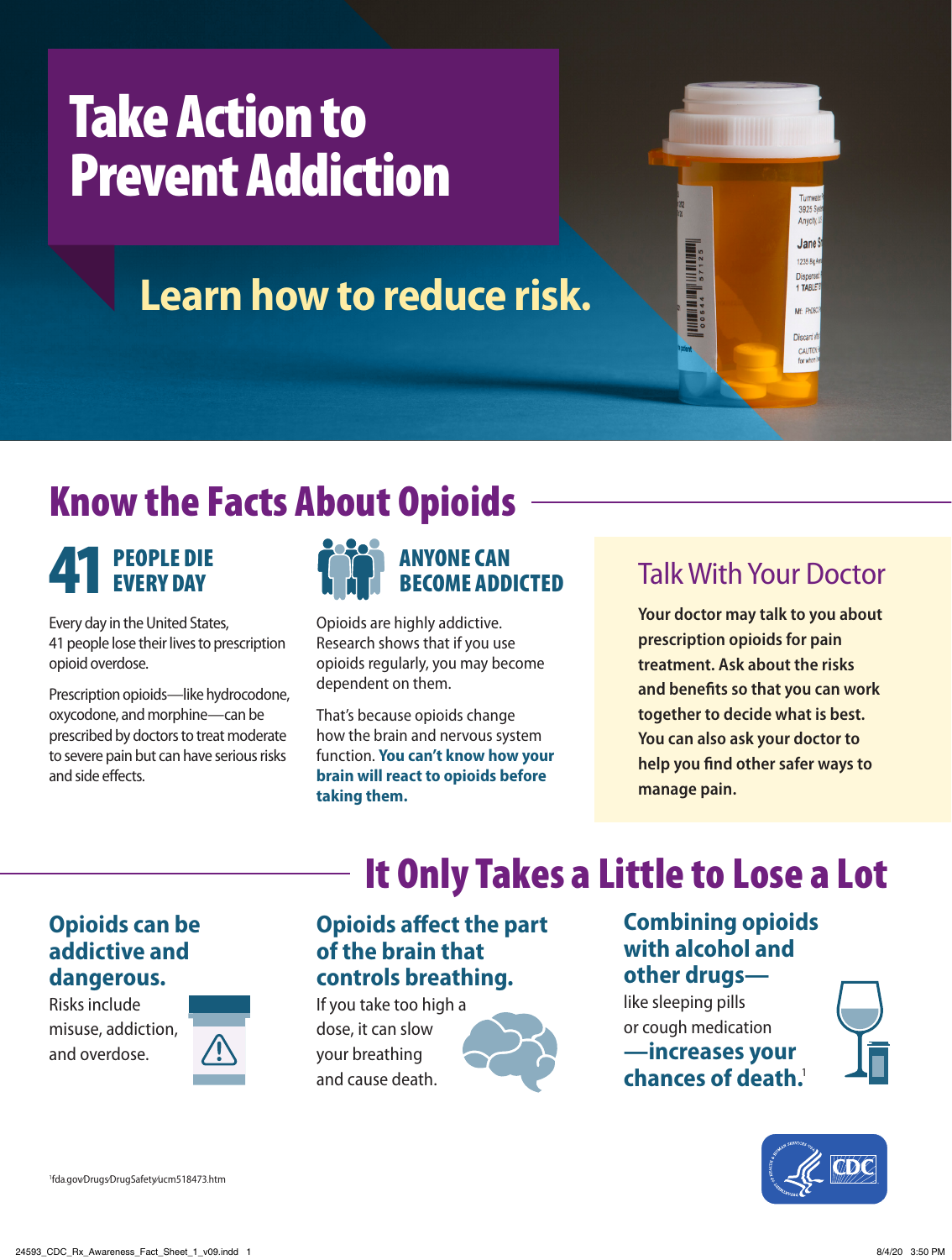# Take Action to Prevent Addiction

## Learn how to reduce risk.

## Know the Facts About Opioids

### 41 PEOPLE DIE EVERY DAY

Every day in the United States, 41 people lose their lives to prescription opioid overdose.

Prescription opioids—like hydrocodone, oxycodone, and morphine—can be prescribed by doctors to treat moderate to severe pain but can have serious risks and side effects.

### ANYONE CAN BECOME ADDICTED

Opioids are highly addictive. Research shows that if you use opioids regularly, you may become dependent on them.

That's because opioids change how the brain and nervous system function. **You can't know how your brain will react to opioids before taking them.**

### Talk With Your Doctor

**Your doctor may talk to you about prescription opioids for pain treatment. Ask about the risks and benefits so that you can work together to decide what is best. You can also ask your doctor to help you find other safer ways to manage pain.**

## It Only Takes a Little to Lose a Lot

### Opioids can be addictive and dangerous.

Risks include misuse, addiction, and overdose.

### Opioids affect the part of the brain that controls breathing.

If you take too high a dose, it can slow your breathing and cause death.

### Combining opioids with alcohol and other drugs—

like sleeping pills or cough medication

**—increases your chances of death.**[1]

[1] fda.gov/Drugs/DrugSafety/ucm518473.htm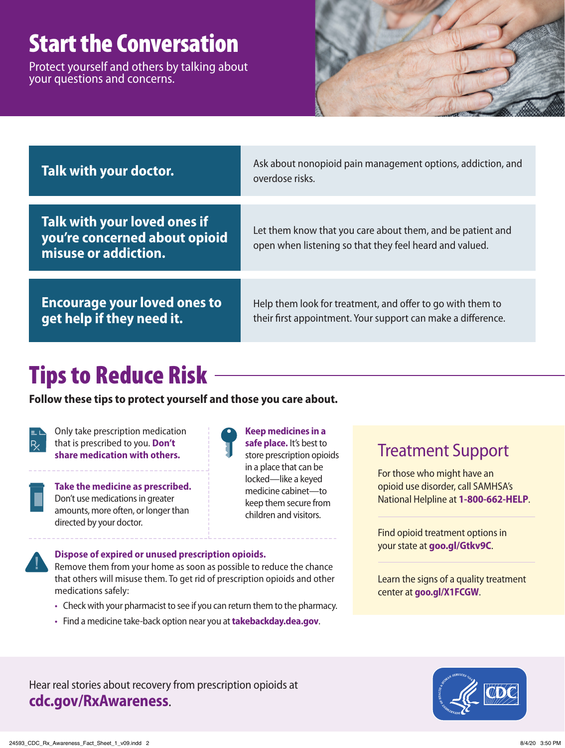# Start the Conversation

Protect yourself and others by talking about your questions and concerns.

| | |
|---|---|
| **Talk with your doctor.** | Ask about nonopioid pain management options, addiction, and overdose risks. |
| **Talk with your loved ones if you're concerned about opioid misuse or addiction.** | Let them know that you care about them, and be patient and open when listening so that they feel heard and valued. |
| **Encourage your loved ones to get help if they need it.** | Help them look for treatment, and offer to go with them to their first appointment. Your support can make a difference. |

# Tips to Reduce Risk

**Follow these tips to protect yourself and those you care about.**

Only take prescription medication that is prescribed to you. **Don't share medication with others.**

**Take the medicine as prescribed.** Don't use medications in greater amounts, more often, or longer than directed by your doctor.

**Keep medicines in a safe place.** It's best to store prescription opioids in a place that can be locked—like a keyed medicine cabinet—to keep them secure from children and visitors.

**Dispose of expired or unused prescription opioids.** Remove them from your home as soon as possible to reduce the chance that others will misuse them. To get rid of prescription opioids and other medications safely:

- Check with your pharmacist to see if you can return them to the pharmacy.
- Find a medicine take-back option near you at **takebackday.dea.gov**.

## Treatment Support

For those who might have an opioid use disorder, call SAMHSA's National Helpline at **1-800-662-HELP**.

Find opioid treatment options in your state at **goo.gl/Gtkv9C**.

Learn the signs of a quality treatment center at **goo.gl/X1FCGW**.

Hear real stories about recovery from prescription opioids at **cdc.gov/RxAwareness**.